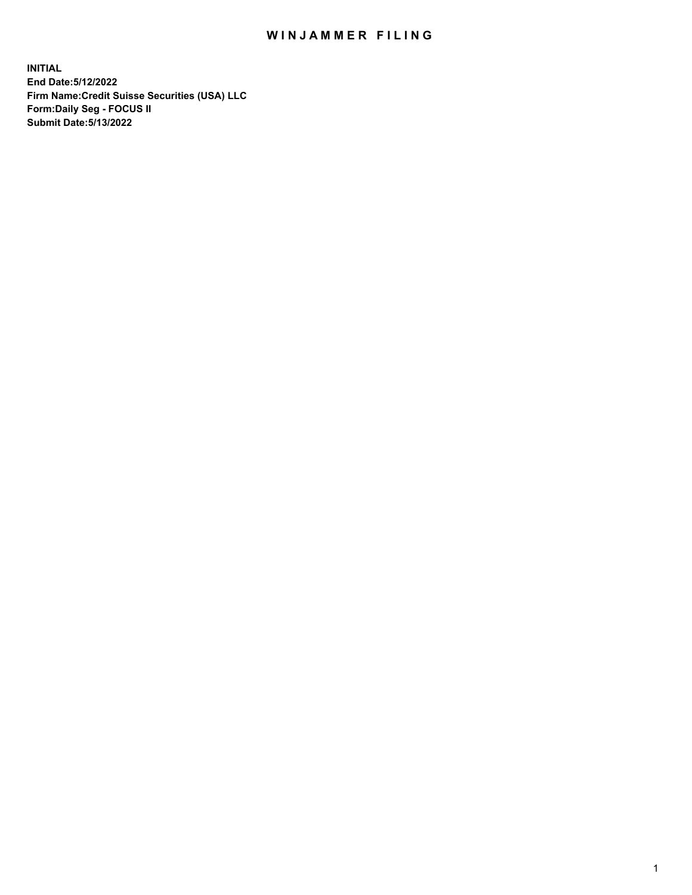# WINJAMMER FILING

**INITIAL**
**End Date:5/12/2022**
**Firm Name:Credit Suisse Securities (USA) LLC**
**Form:Daily Seg - FOCUS II**
**Submit Date:5/13/2022**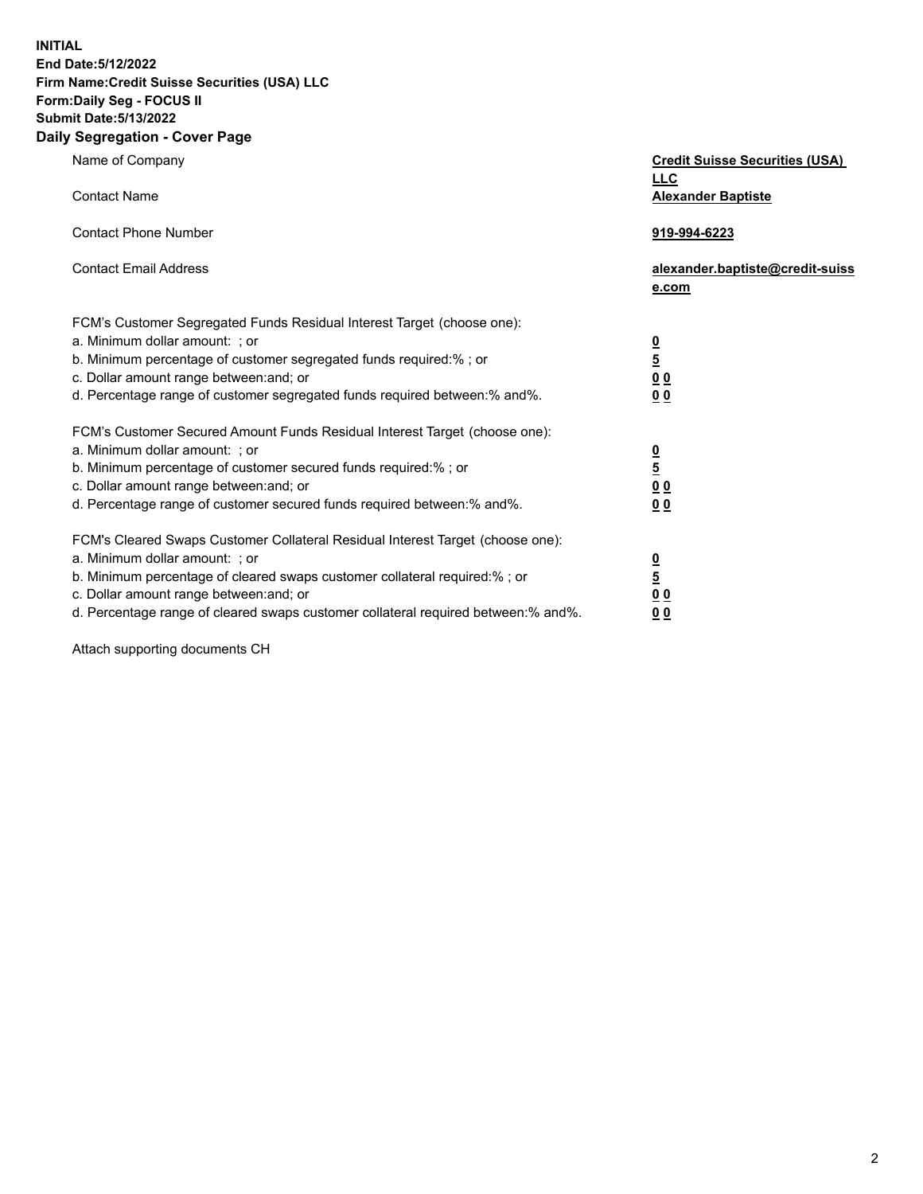**INITIAL**
**End Date:5/12/2022**
**Firm Name:Credit Suisse Securities (USA) LLC**
**Form:Daily Seg - FOCUS II**
**Submit Date:5/13/2022**

## Daily Segregation - Cover Page

| | |
|---|---|
| Name of Company | **Credit Suisse Securities (USA) LLC** |
| Contact Name | **Alexander Baptiste** |
| Contact Phone Number | **919-994-6223** |
| Contact Email Address | **alexander.baptiste@credit-suisse.com** |

| | |
|---|---|
| FCM's Customer Segregated Funds Residual Interest Target (choose one): | |
| a. Minimum dollar amount: ; or | **0** |
| b. Minimum percentage of customer segregated funds required:% ; or | **5** |
| c. Dollar amount range between:and; or | **0 0** |
| d. Percentage range of customer segregated funds required between:% and%. | **0 0** |
| FCM's Customer Secured Amount Funds Residual Interest Target (choose one): | |
| a. Minimum dollar amount: ; or | **0** |
| b. Minimum percentage of customer secured funds required:% ; or | **5** |
| c. Dollar amount range between:and; or | **0 0** |
| d. Percentage range of customer secured funds required between:% and%. | **0 0** |
| FCM's Cleared Swaps Customer Collateral Residual Interest Target (choose one): | |
| a. Minimum dollar amount: ; or | **0** |
| b. Minimum percentage of cleared swaps customer collateral required:% ; or | **5** |
| c. Dollar amount range between:and; or | **0 0** |
| d. Percentage range of cleared swaps customer collateral required between:% and%. | **0 0** |

Attach supporting documents CH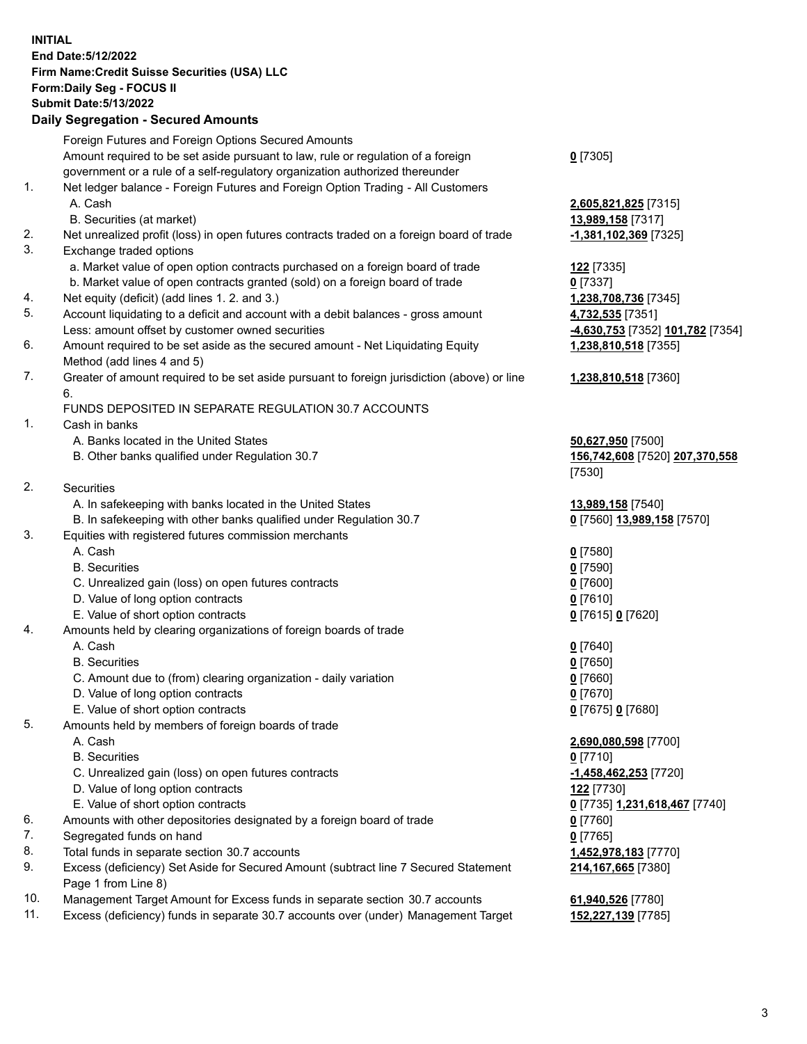**INITIAL**
**End Date:5/12/2022**
**Firm Name:Credit Suisse Securities (USA) LLC**
**Form:Daily Seg - FOCUS II**
**Submit Date:5/13/2022**

## Daily Segregation - Secured Amounts

| | | |
|---|---|---|
| | Foreign Futures and Foreign Options Secured Amounts | |
| | Amount required to be set aside pursuant to law, rule or regulation of a foreign government or a rule of a self-regulatory organization authorized thereunder | **0** [7305] |
| 1. | Net ledger balance - Foreign Futures and Foreign Option Trading - All Customers | |
| | A. Cash | **2,605,821,825** [7315] |
| | B. Securities (at market) | **13,989,158** [7317] |
| 2. | Net unrealized profit (loss) in open futures contracts traded on a foreign board of trade | **-1,381,102,369** [7325] |
| 3. | Exchange traded options | |
| | a. Market value of open option contracts purchased on a foreign board of trade | **122** [7335] |
| | b. Market value of open contracts granted (sold) on a foreign board of trade | **0** [7337] |
| 4. | Net equity (deficit) (add lines 1. 2. and 3.) | **1,238,708,736** [7345] |
| 5. | Account liquidating to a deficit and account with a debit balances - gross amount | **4,732,535** [7351] |
| | Less: amount offset by customer owned securities | **-4,630,753** [7352] **101,782** [7354] |
| 6. | Amount required to be set aside as the secured amount - Net Liquidating Equity Method (add lines 4 and 5) | **1,238,810,518** [7355] |
| 7. | Greater of amount required to be set aside pursuant to foreign jurisdiction (above) or line 6. | **1,238,810,518** [7360] |
| | FUNDS DEPOSITED IN SEPARATE REGULATION 30.7 ACCOUNTS | |
| 1. | Cash in banks | |
| | A. Banks located in the United States | **50,627,950** [7500] |
| | B. Other banks qualified under Regulation 30.7 | **156,742,608** [7520] **207,370,558** [7530] |
| 2. | Securities | |
| | A. In safekeeping with banks located in the United States | **13,989,158** [7540] |
| | B. In safekeeping with other banks qualified under Regulation 30.7 | **0** [7560] **13,989,158** [7570] |
| 3. | Equities with registered futures commission merchants | |
| | A. Cash | **0** [7580] |
| | B. Securities | **0** [7590] |
| | C. Unrealized gain (loss) on open futures contracts | **0** [7600] |
| | D. Value of long option contracts | **0** [7610] |
| | E. Value of short option contracts | **0** [7615] **0** [7620] |
| 4. | Amounts held by clearing organizations of foreign boards of trade | |
| | A. Cash | **0** [7640] |
| | B. Securities | **0** [7650] |
| | C. Amount due to (from) clearing organization - daily variation | **0** [7660] |
| | D. Value of long option contracts | **0** [7670] |
| | E. Value of short option contracts | **0** [7675] **0** [7680] |
| 5. | Amounts held by members of foreign boards of trade | |
| | A. Cash | **2,690,080,598** [7700] |
| | B. Securities | **0** [7710] |
| | C. Unrealized gain (loss) on open futures contracts | **-1,458,462,253** [7720] |
| | D. Value of long option contracts | **122** [7730] |
| | E. Value of short option contracts | **0** [7735] **1,231,618,467** [7740] |
| 6. | Amounts with other depositories designated by a foreign board of trade | **0** [7760] |
| 7. | Segregated funds on hand | **0** [7765] |
| 8. | Total funds in separate section 30.7 accounts | **1,452,978,183** [7770] |
| 9. | Excess (deficiency) Set Aside for Secured Amount (subtract line 7 Secured Statement Page 1 from Line 8) | **214,167,665** [7380] |
| 10. | Management Target Amount for Excess funds in separate section 30.7 accounts | **61,940,526** [7780] |
| 11. | Excess (deficiency) funds in separate 30.7 accounts over (under) Management Target | **152,227,139** [7785] |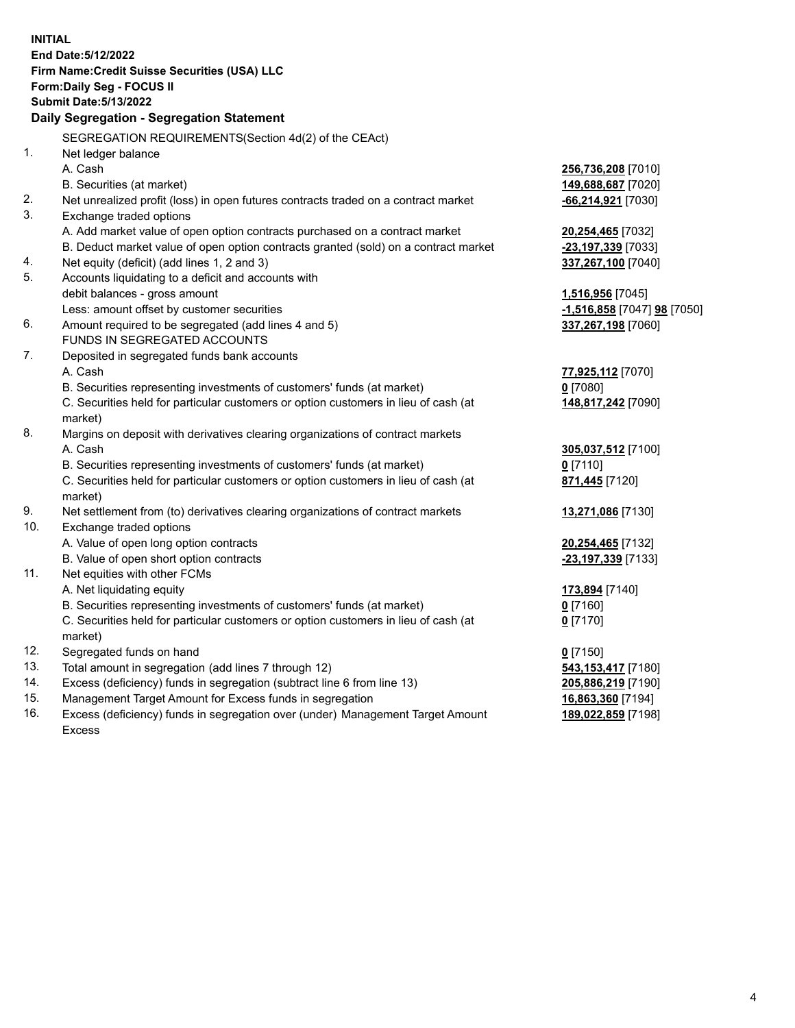**INITIAL**
**End Date:5/12/2022**
**Firm Name:Credit Suisse Securities (USA) LLC**
**Form:Daily Seg - FOCUS II**
**Submit Date:5/13/2022**

## Daily Segregation - Segregation Statement

SEGREGATION REQUIREMENTS(Section 4d(2) of the CEAct)

| | | |
|---|---|---|
| 1. | Net ledger balance | |
| | A. Cash | **256,736,208** [7010] |
| | B. Securities (at market) | **149,688,687** [7020] |
| 2. | Net unrealized profit (loss) in open futures contracts traded on a contract market | **-66,214,921** [7030] |
| 3. | Exchange traded options | |
| | A. Add market value of open option contracts purchased on a contract market | **20,254,465** [7032] |
| | B. Deduct market value of open option contracts granted (sold) on a contract market | **-23,197,339** [7033] |
| 4. | Net equity (deficit) (add lines 1, 2 and 3) | **337,267,100** [7040] |
| 5. | Accounts liquidating to a deficit and accounts with | |
| | debit balances - gross amount | **1,516,956** [7045] |
| | Less: amount offset by customer securities | **-1,516,858** [7047] **98** [7050] |
| 6. | Amount required to be segregated (add lines 4 and 5) | **337,267,198** [7060] |
| | FUNDS IN SEGREGATED ACCOUNTS | |
| 7. | Deposited in segregated funds bank accounts | |
| | A. Cash | **77,925,112** [7070] |
| | B. Securities representing investments of customers' funds (at market) | **0** [7080] |
| | C. Securities held for particular customers or option customers in lieu of cash (at market) | **148,817,242** [7090] |
| 8. | Margins on deposit with derivatives clearing organizations of contract markets | |
| | A. Cash | **305,037,512** [7100] |
| | B. Securities representing investments of customers' funds (at market) | **0** [7110] |
| | C. Securities held for particular customers or option customers in lieu of cash (at market) | **871,445** [7120] |
| 9. | Net settlement from (to) derivatives clearing organizations of contract markets | **13,271,086** [7130] |
| 10. | Exchange traded options | |
| | A. Value of open long option contracts | **20,254,465** [7132] |
| | B. Value of open short option contracts | **-23,197,339** [7133] |
| 11. | Net equities with other FCMs | |
| | A. Net liquidating equity | **173,894** [7140] |
| | B. Securities representing investments of customers' funds (at market) | **0** [7160] |
| | C. Securities held for particular customers or option customers in lieu of cash (at market) | **0** [7170] |
| 12. | Segregated funds on hand | **0** [7150] |
| 13. | Total amount in segregation (add lines 7 through 12) | **543,153,417** [7180] |
| 14. | Excess (deficiency) funds in segregation (subtract line 6 from line 13) | **205,886,219** [7190] |
| 15. | Management Target Amount for Excess funds in segregation | **16,863,360** [7194] |
| 16. | Excess (deficiency) funds in segregation over (under) Management Target Amount Excess | **189,022,859** [7198] |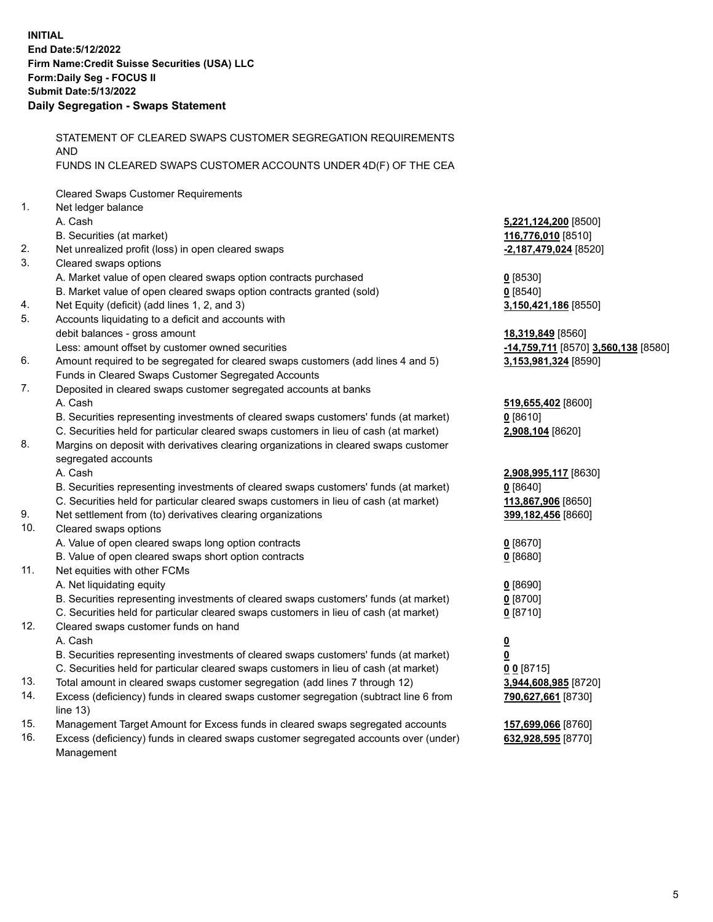**INITIAL**
**End Date:5/12/2022**
**Firm Name:Credit Suisse Securities (USA) LLC**
**Form:Daily Seg - FOCUS II**
**Submit Date:5/13/2022**
**Daily Segregation - Swaps Statement**

STATEMENT OF CLEARED SWAPS CUSTOMER SEGREGATION REQUIREMENTS AND FUNDS IN CLEARED SWAPS CUSTOMER ACCOUNTS UNDER 4D(F) OF THE CEA

| | | |
|---|---|---|
| | Cleared Swaps Customer Requirements | |
| 1. | Net ledger balance | |
| | A. Cash | **5,221,124,200** [8500] |
| | B. Securities (at market) | **116,776,010** [8510] |
| 2. | Net unrealized profit (loss) in open cleared swaps | **-2,187,479,024** [8520] |
| 3. | Cleared swaps options | |
| | A. Market value of open cleared swaps option contracts purchased | **0** [8530] |
| | B. Market value of open cleared swaps option contracts granted (sold) | **0** [8540] |
| 4. | Net Equity (deficit) (add lines 1, 2, and 3) | **3,150,421,186** [8550] |
| 5. | Accounts liquidating to a deficit and accounts with debit balances - gross amount | **18,319,849** [8560] |
| | Less: amount offset by customer owned securities | **-14,759,711** [8570] **3,560,138** [8580] |
| 6. | Amount required to be segregated for cleared swaps customers (add lines 4 and 5) | **3,153,981,324** [8590] |
| | Funds in Cleared Swaps Customer Segregated Accounts | |
| 7. | Deposited in cleared swaps customer segregated accounts at banks | |
| | A. Cash | **519,655,402** [8600] |
| | B. Securities representing investments of cleared swaps customers' funds (at market) | **0** [8610] |
| | C. Securities held for particular cleared swaps customers in lieu of cash (at market) | **2,908,104** [8620] |
| 8. | Margins on deposit with derivatives clearing organizations in cleared swaps customer segregated accounts | |
| | A. Cash | **2,908,995,117** [8630] |
| | B. Securities representing investments of cleared swaps customers' funds (at market) | **0** [8640] |
| | C. Securities held for particular cleared swaps customers in lieu of cash (at market) | **113,867,906** [8650] |
| 9. | Net settlement from (to) derivatives clearing organizations | **399,182,456** [8660] |
| 10. | Cleared swaps options | |
| | A. Value of open cleared swaps long option contracts | **0** [8670] |
| | B. Value of open cleared swaps short option contracts | **0** [8680] |
| 11. | Net equities with other FCMs | |
| | A. Net liquidating equity | **0** [8690] |
| | B. Securities representing investments of cleared swaps customers' funds (at market) | **0** [8700] |
| | C. Securities held for particular cleared swaps customers in lieu of cash (at market) | **0** [8710] |
| 12. | Cleared swaps customer funds on hand | |
| | A. Cash | **0** |
| | B. Securities representing investments of cleared swaps customers' funds (at market) | **0** |
| | C. Securities held for particular cleared swaps customers in lieu of cash (at market) | **0** **0** [8715] |
| 13. | Total amount in cleared swaps customer segregation (add lines 7 through 12) | **3,944,608,985** [8720] |
| 14. | Excess (deficiency) funds in cleared swaps customer segregation (subtract line 6 from line 13) | **790,627,661** [8730] |
| 15. | Management Target Amount for Excess funds in cleared swaps segregated accounts | **157,699,066** [8760] |
| 16. | Excess (deficiency) funds in cleared swaps customer segregated accounts over (under) Management | **632,928,595** [8770] |